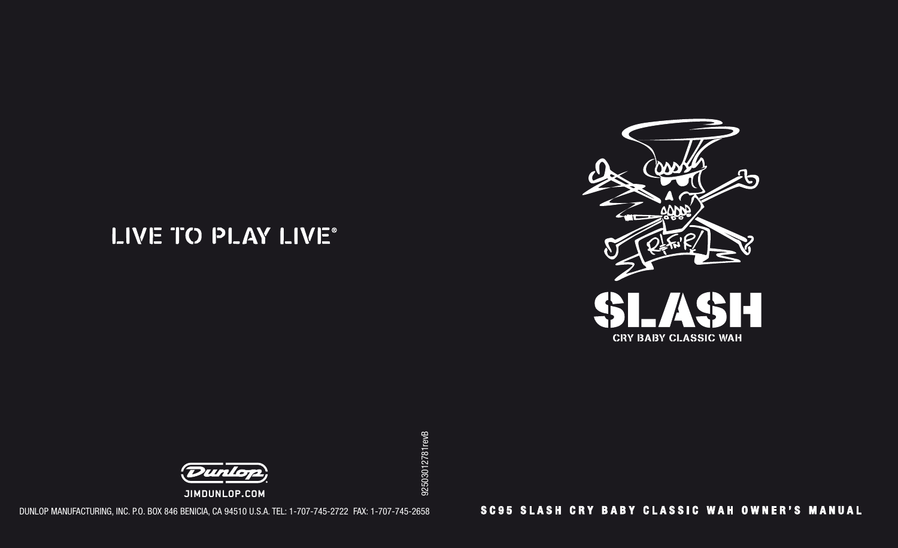LIVE TO PLAY LIVE®

Dunlop

JIMDUNLOP.COM

DUNLOP MANUFACTURING, INC. P.O. BOX 846 BENICIA, CA 94510 U.S.A. TEL: 1-707-745-2722 FAX: 1-707-745-2658

92503012781revB

# SLASH

CRY BABY CLASSIC WAH

SC95 SLASH CRY BABY CLASSIC WAH OWNER'S MANUAL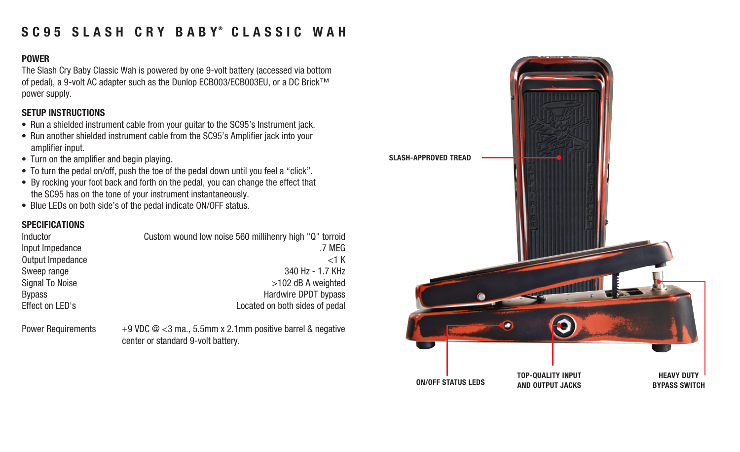# SC95 SLASH CRY BABY® CLASSIC WAH

### POWER

The Slash Cry Baby Classic Wah is powered by one 9-volt battery (accessed via bottom of pedal), a 9-volt AC adapter such as the Dunlop ECB003/ECB003EU, or a DC Brick™ power supply.

### SETUP INSTRUCTIONS

- Run a shielded instrument cable from your guitar to the SC95's Instrument jack.
- Run another shielded instrument cable from the SC95's Amplifier jack into your amplifier input.
- Turn on the amplifier and begin playing.
- To turn the pedal on/off, push the toe of the pedal down until you feel a "click".
- By rocking your foot back and forth on the pedal, you can change the effect that the SC95 has on the tone of your instrument instantaneously.
- Blue LEDs on both side's of the pedal indicate ON/OFF status.

### SPECIFICATIONS

| | |
|---|---|
| Inductor | Custom wound low noise 560 millihenry high "Q" torroid |
| Input Impedance | .7 MEG |
| Output Impedance | <1 K |
| Sweep range | 340 Hz - 1.7 KHz |
| Signal To Noise | >102 dB A weighted |
| Bypass | Hardwire DPDT bypass |
| Effect on LED's | Located on both sides of pedal |
| Power Requirements | +9 VDC @ <3 ma., 5.5mm x 2.1mm positive barrel & negative center or standard 9-volt battery. |

SLASH-APPROVED TREAD

ON/OFF STATUS LEDS

TOP-QUALITY INPUT AND OUTPUT JACKS

HEAVY DUTY BYPASS SWITCH